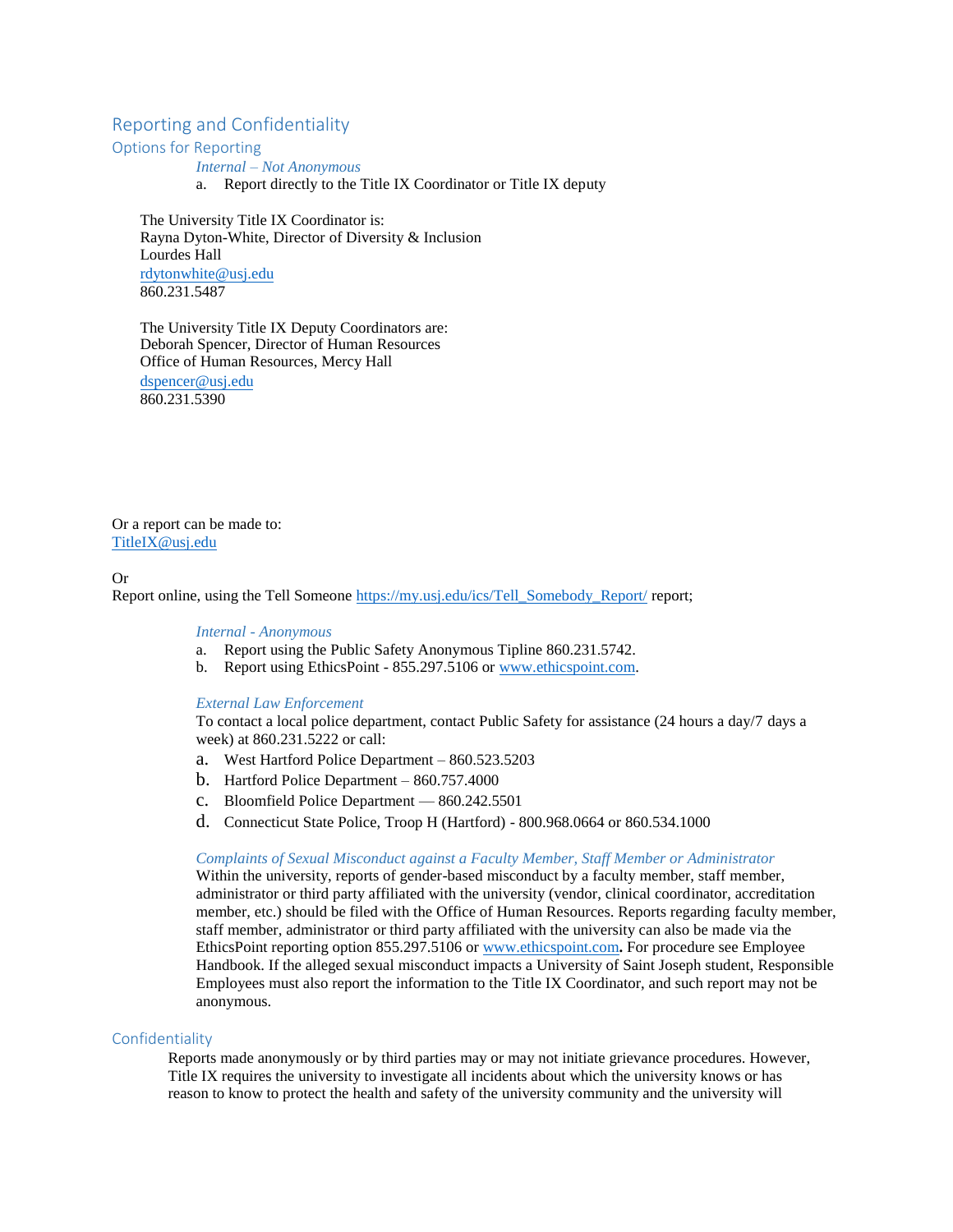## Reporting and Confidentiality

### Options for Reporting

*Internal – Not Anonymous*

a. Report directly to the Title IX Coordinator or Title IX deputy

The University Title IX Coordinator is:
Rayna Dyton-White, Director of Diversity & Inclusion
Lourdes Hall
rdytonwhite@usj.edu
860.231.5487

The University Title IX Deputy Coordinators are:
Deborah Spencer, Director of Human Resources
Office of Human Resources, Mercy Hall
dspencer@usj.edu
860.231.5390

Or a report can be made to:
TitleIX@usj.edu

Or
Report online, using the Tell Someone https://my.usj.edu/ics/Tell_Somebody_Report/ report;

*Internal - Anonymous*

a. Report using the Public Safety Anonymous Tipline 860.231.5742.
b. Report using EthicsPoint - 855.297.5106 or www.ethicspoint.com.

*External Law Enforcement*

To contact a local police department, contact Public Safety for assistance (24 hours a day/7 days a week) at 860.231.5222 or call:

a. West Hartford Police Department – 860.523.5203
b. Hartford Police Department – 860.757.4000
c. Bloomfield Police Department — 860.242.5501
d. Connecticut State Police, Troop H (Hartford) - 800.968.0664 or 860.534.1000

*Complaints of Sexual Misconduct against a Faculty Member, Staff Member or Administrator*

Within the university, reports of gender-based misconduct by a faculty member, staff member, administrator or third party affiliated with the university (vendor, clinical coordinator, accreditation member, etc.) should be filed with the Office of Human Resources. Reports regarding faculty member, staff member, administrator or third party affiliated with the university can also be made via the EthicsPoint reporting option 855.297.5106 or www.ethicspoint.com**.** For procedure see Employee Handbook. If the alleged sexual misconduct impacts a University of Saint Joseph student, Responsible Employees must also report the information to the Title IX Coordinator, and such report may not be anonymous.

### Confidentiality

Reports made anonymously or by third parties may or may not initiate grievance procedures. However, Title IX requires the university to investigate all incidents about which the university knows or has reason to know to protect the health and safety of the university community and the university will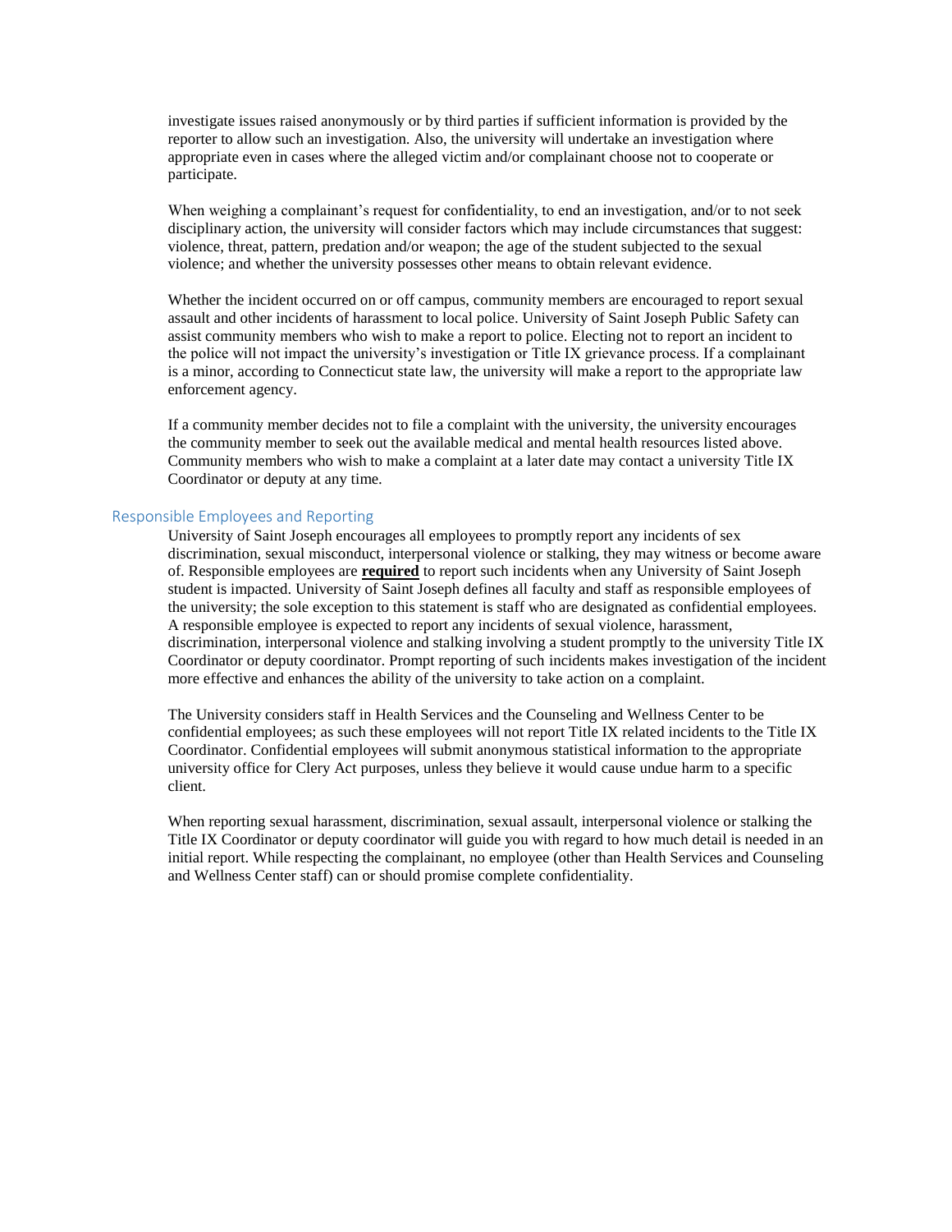investigate issues raised anonymously or by third parties if sufficient information is provided by the reporter to allow such an investigation. Also, the university will undertake an investigation where appropriate even in cases where the alleged victim and/or complainant choose not to cooperate or participate.

When weighing a complainant's request for confidentiality, to end an investigation, and/or to not seek disciplinary action, the university will consider factors which may include circumstances that suggest: violence, threat, pattern, predation and/or weapon; the age of the student subjected to the sexual violence; and whether the university possesses other means to obtain relevant evidence.

Whether the incident occurred on or off campus, community members are encouraged to report sexual assault and other incidents of harassment to local police. University of Saint Joseph Public Safety can assist community members who wish to make a report to police. Electing not to report an incident to the police will not impact the university's investigation or Title IX grievance process. If a complainant is a minor, according to Connecticut state law, the university will make a report to the appropriate law enforcement agency.

If a community member decides not to file a complaint with the university, the university encourages the community member to seek out the available medical and mental health resources listed above. Community members who wish to make a complaint at a later date may contact a university Title IX Coordinator or deputy at any time.

## Responsible Employees and Reporting

University of Saint Joseph encourages all employees to promptly report any incidents of sex discrimination, sexual misconduct, interpersonal violence or stalking, they may witness or become aware of. Responsible employees are **required** to report such incidents when any University of Saint Joseph student is impacted. University of Saint Joseph defines all faculty and staff as responsible employees of the university; the sole exception to this statement is staff who are designated as confidential employees. A responsible employee is expected to report any incidents of sexual violence, harassment, discrimination, interpersonal violence and stalking involving a student promptly to the university Title IX Coordinator or deputy coordinator. Prompt reporting of such incidents makes investigation of the incident more effective and enhances the ability of the university to take action on a complaint.

The University considers staff in Health Services and the Counseling and Wellness Center to be confidential employees; as such these employees will not report Title IX related incidents to the Title IX Coordinator. Confidential employees will submit anonymous statistical information to the appropriate university office for Clery Act purposes, unless they believe it would cause undue harm to a specific client.

When reporting sexual harassment, discrimination, sexual assault, interpersonal violence or stalking the Title IX Coordinator or deputy coordinator will guide you with regard to how much detail is needed in an initial report. While respecting the complainant, no employee (other than Health Services and Counseling and Wellness Center staff) can or should promise complete confidentiality.